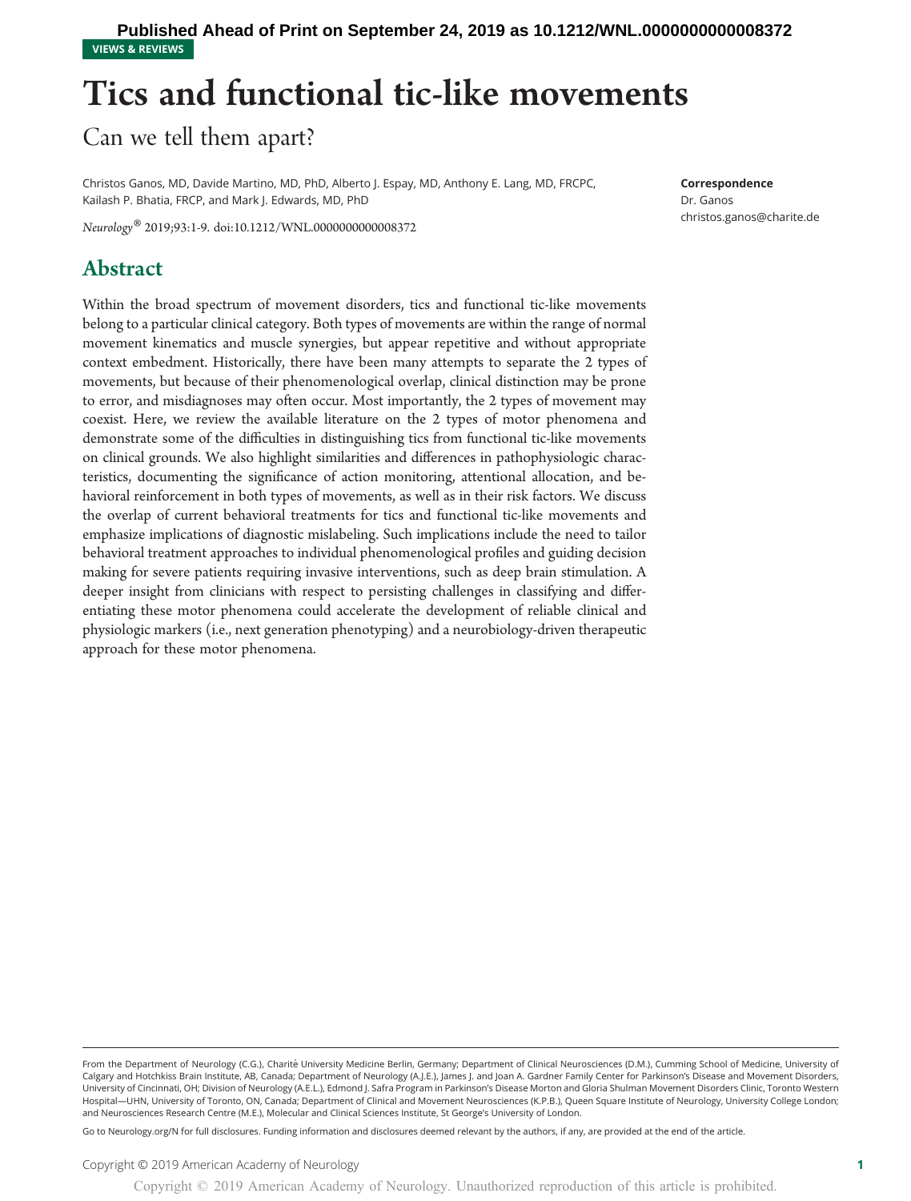VIEWS & REVIEWS

# Tics and functional tic-like movements

## Can we tell them apart?

Christos Ganos, MD, Davide Martino, MD, PhD, Alberto J. Espay, MD, Anthony E. Lang, MD, FRCPC, Kailash P. Bhatia, FRCP, and Mark J. Edwards, MD, PhD

*Neurology*® 2019;93:1-9. doi:10.1212/WNL.0000000000008372

**Correspondence**
Dr. Ganos
christos.ganos@charite.de

## Abstract

Within the broad spectrum of movement disorders, tics and functional tic-like movements belong to a particular clinical category. Both types of movements are within the range of normal movement kinematics and muscle synergies, but appear repetitive and without appropriate context embedment. Historically, there have been many attempts to separate the 2 types of movements, but because of their phenomenological overlap, clinical distinction may be prone to error, and misdiagnoses may often occur. Most importantly, the 2 types of movement may coexist. Here, we review the available literature on the 2 types of motor phenomena and demonstrate some of the difficulties in distinguishing tics from functional tic-like movements on clinical grounds. We also highlight similarities and differences in pathophysiologic characteristics, documenting the significance of action monitoring, attentional allocation, and behavioral reinforcement in both types of movements, as well as in their risk factors. We discuss the overlap of current behavioral treatments for tics and functional tic-like movements and emphasize implications of diagnostic mislabeling. Such implications include the need to tailor behavioral treatment approaches to individual phenomenological profiles and guiding decision making for severe patients requiring invasive interventions, such as deep brain stimulation. A deeper insight from clinicians with respect to persisting challenges in classifying and differentiating these motor phenomena could accelerate the development of reliable clinical and physiologic markers (i.e., next generation phenotyping) and a neurobiology-driven therapeutic approach for these motor phenomena.

---

From the Department of Neurology (C.G.), Charité University Medicine Berlin, Germany; Department of Clinical Neurosciences (D.M.), Cumming School of Medicine, University of Calgary and Hotchkiss Brain Institute, AB, Canada; Department of Neurology (A.J.E.), James J. and Joan A. Gardner Family Center for Parkinson's Disease and Movement Disorders, University of Cincinnati, OH; Division of Neurology (A.E.L.), Edmond J. Safra Program in Parkinson's Disease Morton and Gloria Shulman Movement Disorders Clinic, Toronto Western Hospital—UHN, University of Toronto, ON, Canada; Department of Clinical and Movement Neurosciences (K.P.B.), Queen Square Institute of Neurology, University College London; and Neurosciences Research Centre (M.E.), Molecular and Clinical Sciences Institute, St George's University of London.

Go to Neurology.org/N for full disclosures. Funding information and disclosures deemed relevant by the authors, if any, are provided at the end of the article.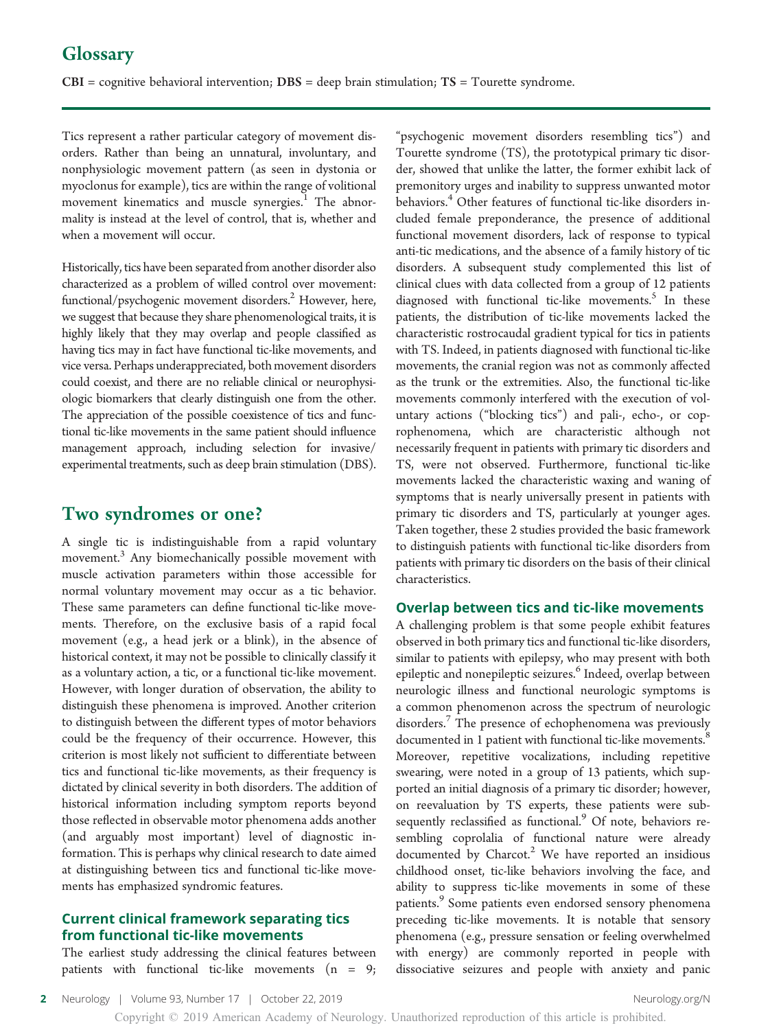## Glossary

**CBI** = cognitive behavioral intervention; **DBS** = deep brain stimulation; **TS** = Tourette syndrome.

Tics represent a rather particular category of movement disorders. Rather than being an unnatural, involuntary, and nonphysiologic movement pattern (as seen in dystonia or myoclonus for example), tics are within the range of volitional movement kinematics and muscle synergies.[1] The abnormality is instead at the level of control, that is, whether and when a movement will occur.

Historically, tics have been separated from another disorder also characterized as a problem of willed control over movement: functional/psychogenic movement disorders.[2] However, here, we suggest that because they share phenomenological traits, it is highly likely that they may overlap and people classified as having tics may in fact have functional tic-like movements, and vice versa. Perhaps underappreciated, both movement disorders could coexist, and there are no reliable clinical or neurophysiologic biomarkers that clearly distinguish one from the other. The appreciation of the possible coexistence of tics and functional tic-like movements in the same patient should influence management approach, including selection for invasive/experimental treatments, such as deep brain stimulation (DBS).

## Two syndromes or one?

A single tic is indistinguishable from a rapid voluntary movement.[3] Any biomechanically possible movement with muscle activation parameters within those accessible for normal voluntary movement may occur as a tic behavior. These same parameters can define functional tic-like movements. Therefore, on the exclusive basis of a rapid focal movement (e.g., a head jerk or a blink), in the absence of historical context, it may not be possible to clinically classify it as a voluntary action, a tic, or a functional tic-like movement. However, with longer duration of observation, the ability to distinguish these phenomena is improved. Another criterion to distinguish between the different types of motor behaviors could be the frequency of their occurrence. However, this criterion is most likely not sufficient to differentiate between tics and functional tic-like movements, as their frequency is dictated by clinical severity in both disorders. The addition of historical information including symptom reports beyond those reflected in observable motor phenomena adds another (and arguably most important) level of diagnostic information. This is perhaps why clinical research to date aimed at distinguishing between tics and functional tic-like movements has emphasized syndromic features.

### Current clinical framework separating tics from functional tic-like movements

The earliest study addressing the clinical features between patients with functional tic-like movements (n = 9; "psychogenic movement disorders resembling tics") and Tourette syndrome (TS), the prototypical primary tic disorder, showed that unlike the latter, the former exhibit lack of premonitory urges and inability to suppress unwanted motor behaviors.[4] Other features of functional tic-like disorders included female preponderance, the presence of additional functional movement disorders, lack of response to typical anti-tic medications, and the absence of a family history of tic disorders. A subsequent study complemented this list of clinical clues with data collected from a group of 12 patients diagnosed with functional tic-like movements.[5] In these patients, the distribution of tic-like movements lacked the characteristic rostrocaudal gradient typical for tics in patients with TS. Indeed, in patients diagnosed with functional tic-like movements, the cranial region was not as commonly affected as the trunk or the extremities. Also, the functional tic-like movements commonly interfered with the execution of voluntary actions ("blocking tics") and pali-, echo-, or coprophenomena, which are characteristic although not necessarily frequent in patients with primary tic disorders and TS, were not observed. Furthermore, functional tic-like movements lacked the characteristic waxing and waning of symptoms that is nearly universally present in patients with primary tic disorders and TS, particularly at younger ages. Taken together, these 2 studies provided the basic framework to distinguish patients with functional tic-like disorders from patients with primary tic disorders on the basis of their clinical characteristics.

### Overlap between tics and tic-like movements

A challenging problem is that some people exhibit features observed in both primary tics and functional tic-like disorders, similar to patients with epilepsy, who may present with both epileptic and nonepileptic seizures.[6] Indeed, overlap between neurologic illness and functional neurologic symptoms is a common phenomenon across the spectrum of neurologic disorders.[7] The presence of echophenomena was previously documented in 1 patient with functional tic-like movements.[8] Moreover, repetitive vocalizations, including repetitive swearing, were noted in a group of 13 patients, which supported an initial diagnosis of a primary tic disorder; however, on reevaluation by TS experts, these patients were subsequently reclassified as functional.[9] Of note, behaviors resembling coprolalia of functional nature were already documented by Charcot.[2] We have reported an insidious childhood onset, tic-like behaviors involving the face, and ability to suppress tic-like movements in some of these patients.[9] Some patients even endorsed sensory phenomena preceding tic-like movements. It is notable that sensory phenomena (e.g., pressure sensation or feeling overwhelmed with energy) are commonly reported in people with dissociative seizures and people with anxiety and panic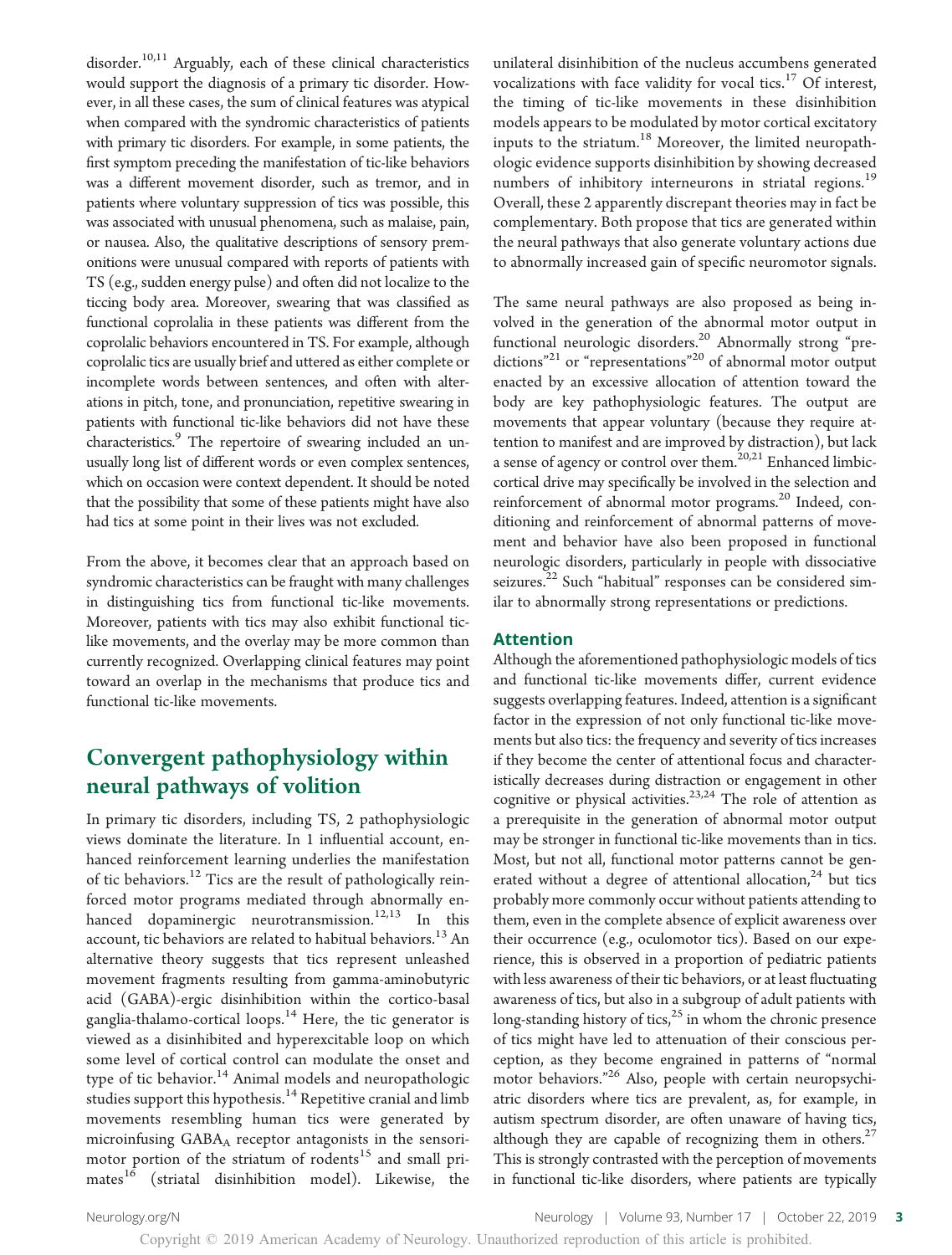disorder.[10,11] Arguably, each of these clinical characteristics would support the diagnosis of a primary tic disorder. However, in all these cases, the sum of clinical features was atypical when compared with the syndromic characteristics of patients with primary tic disorders. For example, in some patients, the first symptom preceding the manifestation of tic-like behaviors was a different movement disorder, such as tremor, and in patients where voluntary suppression of tics was possible, this was associated with unusual phenomena, such as malaise, pain, or nausea. Also, the qualitative descriptions of sensory premonitions were unusual compared with reports of patients with TS (e.g., sudden energy pulse) and often did not localize to the ticcing body area. Moreover, swearing that was classified as functional coprolalia in these patients was different from the coprolalic behaviors encountered in TS. For example, although coprolalic tics are usually brief and uttered as either complete or incomplete words between sentences, and often with alterations in pitch, tone, and pronunciation, repetitive swearing in patients with functional tic-like behaviors did not have these characteristics.[9] The repertoire of swearing included an unusually long list of different words or even complex sentences, which on occasion were context dependent. It should be noted that the possibility that some of these patients might have also had tics at some point in their lives was not excluded.

From the above, it becomes clear that an approach based on syndromic characteristics can be fraught with many challenges in distinguishing tics from functional tic-like movements. Moreover, patients with tics may also exhibit functional tic-like movements, and the overlay may be more common than currently recognized. Overlapping clinical features may point toward an overlap in the mechanisms that produce tics and functional tic-like movements.

## Convergent pathophysiology within neural pathways of volition

In primary tic disorders, including TS, 2 pathophysiologic views dominate the literature. In 1 influential account, enhanced reinforcement learning underlies the manifestation of tic behaviors.[12] Tics are the result of pathologically reinforced motor programs mediated through abnormally enhanced dopaminergic neurotransmission.[12,13] In this account, tic behaviors are related to habitual behaviors.[13] An alternative theory suggests that tics represent unleashed movement fragments resulting from gamma-aminobutyric acid (GABA)-ergic disinhibition within the cortico-basal ganglia-thalamo-cortical loops.[14] Here, the tic generator is viewed as a disinhibited and hyperexcitable loop on which some level of cortical control can modulate the onset and type of tic behavior.[14] Animal models and neuropathologic studies support this hypothesis.[14] Repetitive cranial and limb movements resembling human tics were generated by microinfusing $GABA_A$ receptor antagonists in the sensorimotor portion of the striatum of rodents[15] and small primates[16] (striatal disinhibition model). Likewise, the unilateral disinhibition of the nucleus accumbens generated vocalizations with face validity for vocal tics.[17] Of interest, the timing of tic-like movements in these disinhibition models appears to be modulated by motor cortical excitatory inputs to the striatum.[18] Moreover, the limited neuropathologic evidence supports disinhibition by showing decreased numbers of inhibitory interneurons in striatal regions.[19] Overall, these 2 apparently discrepant theories may in fact be complementary. Both propose that tics are generated within the neural pathways that also generate voluntary actions due to abnormally increased gain of specific neuromotor signals.

The same neural pathways are also proposed as being involved in the generation of the abnormal motor output in functional neurologic disorders.[20] Abnormally strong "predictions"[21] or "representations"[20] of abnormal motor output enacted by an excessive allocation of attention toward the body are key pathophysiologic features. The output are movements that appear voluntary (because they require attention to manifest and are improved by distraction), but lack a sense of agency or control over them.[20,21] Enhanced limbic-cortical drive may specifically be involved in the selection and reinforcement of abnormal motor programs.[20] Indeed, conditioning and reinforcement of abnormal patterns of movement and behavior have also been proposed in functional neurologic disorders, particularly in people with dissociative seizures.[22] Such "habitual" responses can be considered similar to abnormally strong representations or predictions.

### Attention

Although the aforementioned pathophysiologic models of tics and functional tic-like movements differ, current evidence suggests overlapping features. Indeed, attention is a significant factor in the expression of not only functional tic-like movements but also tics: the frequency and severity of tics increases if they become the center of attentional focus and characteristically decreases during distraction or engagement in other cognitive or physical activities.[23,24] The role of attention as a prerequisite in the generation of abnormal motor output may be stronger in functional tic-like movements than in tics. Most, but not all, functional motor patterns cannot be generated without a degree of attentional allocation,[24] but tics probably more commonly occur without patients attending to them, even in the complete absence of explicit awareness over their occurrence (e.g., oculomotor tics). Based on our experience, this is observed in a proportion of pediatric patients with less awareness of their tic behaviors, or at least fluctuating awareness of tics, but also in a subgroup of adult patients with long-standing history of tics,[25] in whom the chronic presence of tics might have led to attenuation of their conscious perception, as they become engrained in patterns of "normal motor behaviors."[26] Also, people with certain neuropsychiatric disorders where tics are prevalent, as, for example, in autism spectrum disorder, are often unaware of having tics, although they are capable of recognizing them in others.[27] This is strongly contrasted with the perception of movements in functional tic-like disorders, where patients are typically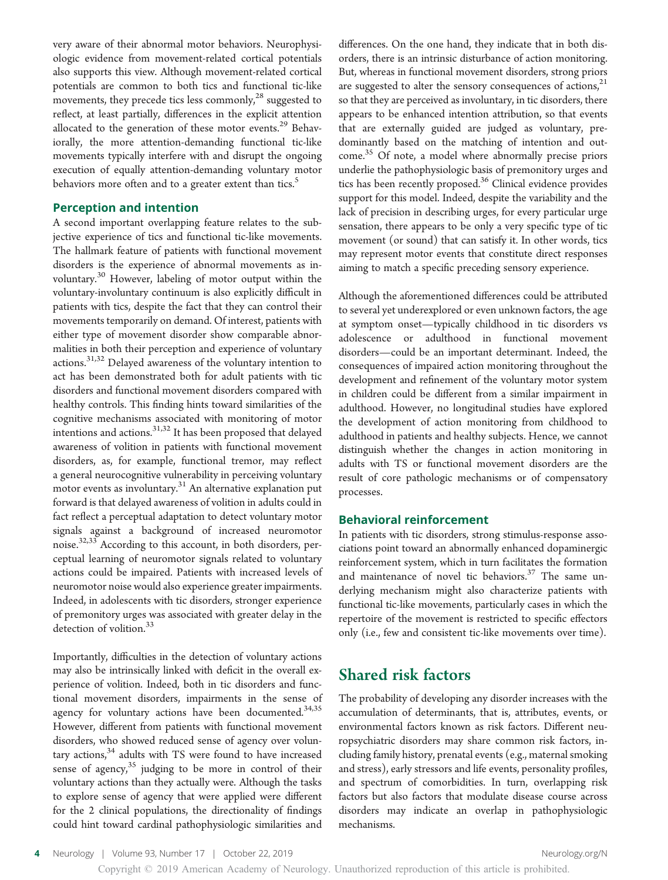very aware of their abnormal motor behaviors. Neurophysiologic evidence from movement-related cortical potentials also supports this view. Although movement-related cortical potentials are common to both tics and functional tic-like movements, they precede tics less commonly,[28] suggested to reflect, at least partially, differences in the explicit attention allocated to the generation of these motor events.[29] Behaviorally, the more attention-demanding functional tic-like movements typically interfere with and disrupt the ongoing execution of equally attention-demanding voluntary motor behaviors more often and to a greater extent than tics.[5]

### Perception and intention

A second important overlapping feature relates to the subjective experience of tics and functional tic-like movements. The hallmark feature of patients with functional movement disorders is the experience of abnormal movements as involuntary.[30] However, labeling of motor output within the voluntary-involuntary continuum is also explicitly difficult in patients with tics, despite the fact that they can control their movements temporarily on demand. Of interest, patients with either type of movement disorder show comparable abnormalities in both their perception and experience of voluntary actions.[31,32] Delayed awareness of the voluntary intention to act has been demonstrated both for adult patients with tic disorders and functional movement disorders compared with healthy controls. This finding hints toward similarities of the cognitive mechanisms associated with monitoring of motor intentions and actions.[31,32] It has been proposed that delayed awareness of volition in patients with functional movement disorders, as, for example, functional tremor, may reflect a general neurocognitive vulnerability in perceiving voluntary motor events as involuntary.[31] An alternative explanation put forward is that delayed awareness of volition in adults could in fact reflect a perceptual adaptation to detect voluntary motor signals against a background of increased neuromotor noise.[32,33] According to this account, in both disorders, perceptual learning of neuromotor signals related to voluntary actions could be impaired. Patients with increased levels of neuromotor noise would also experience greater impairments. Indeed, in adolescents with tic disorders, stronger experience of premonitory urges was associated with greater delay in the detection of volition.[33]

Importantly, difficulties in the detection of voluntary actions may also be intrinsically linked with deficit in the overall experience of volition. Indeed, both in tic disorders and functional movement disorders, impairments in the sense of agency for voluntary actions have been documented.[34,35] However, different from patients with functional movement disorders, who showed reduced sense of agency over voluntary actions,[34] adults with TS were found to have increased sense of agency,[35] judging to be more in control of their voluntary actions than they actually were. Although the tasks to explore sense of agency that were applied were different for the 2 clinical populations, the directionality of findings could hint toward cardinal pathophysiologic similarities and differences. On the one hand, they indicate that in both disorders, there is an intrinsic disturbance of action monitoring. But, whereas in functional movement disorders, strong priors are suggested to alter the sensory consequences of actions,[21] so that they are perceived as involuntary, in tic disorders, there appears to be enhanced intention attribution, so that events that are externally guided are judged as voluntary, predominantly based on the matching of intention and outcome.[35] Of note, a model where abnormally precise priors underlie the pathophysiologic basis of premonitory urges and tics has been recently proposed.[36] Clinical evidence provides support for this model. Indeed, despite the variability and the lack of precision in describing urges, for every particular urge sensation, there appears to be only a very specific type of tic movement (or sound) that can satisfy it. In other words, tics may represent motor events that constitute direct responses aiming to match a specific preceding sensory experience.

Although the aforementioned differences could be attributed to several yet underexplored or even unknown factors, the age at symptom onset—typically childhood in tic disorders vs adolescence or adulthood in functional movement disorders—could be an important determinant. Indeed, the consequences of impaired action monitoring throughout the development and refinement of the voluntary motor system in children could be different from a similar impairment in adulthood. However, no longitudinal studies have explored the development of action monitoring from childhood to adulthood in patients and healthy subjects. Hence, we cannot distinguish whether the changes in action monitoring in adults with TS or functional movement disorders are the result of core pathologic mechanisms or of compensatory processes.

### Behavioral reinforcement

In patients with tic disorders, strong stimulus-response associations point toward an abnormally enhanced dopaminergic reinforcement system, which in turn facilitates the formation and maintenance of novel tic behaviors.[37] The same underlying mechanism might also characterize patients with functional tic-like movements, particularly cases in which the repertoire of the movement is restricted to specific effectors only (i.e., few and consistent tic-like movements over time).

## Shared risk factors

The probability of developing any disorder increases with the accumulation of determinants, that is, attributes, events, or environmental factors known as risk factors. Different neuropsychiatric disorders may share common risk factors, including family history, prenatal events (e.g., maternal smoking and stress), early stressors and life events, personality profiles, and spectrum of comorbidities. In turn, overlapping risk factors but also factors that modulate disease course across disorders may indicate an overlap in pathophysiologic mechanisms.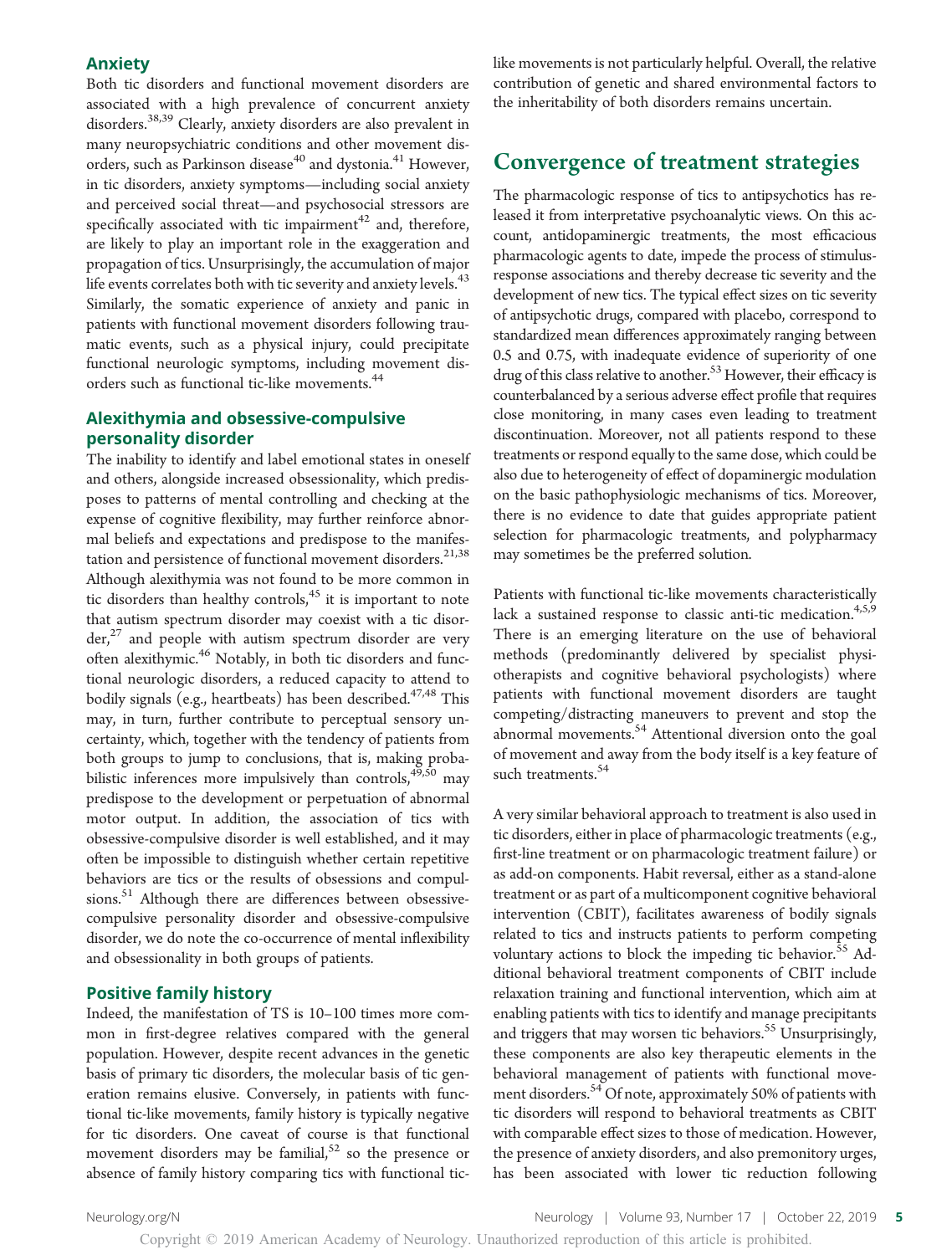### Anxiety

Both tic disorders and functional movement disorders are associated with a high prevalence of concurrent anxiety disorders.[38,39] Clearly, anxiety disorders are also prevalent in many neuropsychiatric conditions and other movement disorders, such as Parkinson disease[40] and dystonia.[41] However, in tic disorders, anxiety symptoms—including social anxiety and perceived social threat—and psychosocial stressors are specifically associated with tic impairment[42] and, therefore, are likely to play an important role in the exaggeration and propagation of tics. Unsurprisingly, the accumulation of major life events correlates both with tic severity and anxiety levels.[43] Similarly, the somatic experience of anxiety and panic in patients with functional movement disorders following traumatic events, such as a physical injury, could precipitate functional neurologic symptoms, including movement disorders such as functional tic-like movements.[44]

### Alexithymia and obsessive-compulsive personality disorder

The inability to identify and label emotional states in oneself and others, alongside increased obsessionality, which predisposes to patterns of mental controlling and checking at the expense of cognitive flexibility, may further reinforce abnormal beliefs and expectations and predispose to the manifestation and persistence of functional movement disorders.[21,38] Although alexithymia was not found to be more common in tic disorders than healthy controls,[45] it is important to note that autism spectrum disorder may coexist with a tic disorder,[27] and people with autism spectrum disorder are very often alexithymic.[46] Notably, in both tic disorders and functional neurologic disorders, a reduced capacity to attend to bodily signals (e.g., heartbeats) has been described.[47,48] This may, in turn, further contribute to perceptual sensory uncertainty, which, together with the tendency of patients from both groups to jump to conclusions, that is, making probabilistic inferences more impulsively than controls,[49,50] may predispose to the development or perpetuation of abnormal motor output. In addition, the association of tics with obsessive-compulsive disorder is well established, and it may often be impossible to distinguish whether certain repetitive behaviors are tics or the results of obsessions and compulsions.[51] Although there are differences between obsessive-compulsive personality disorder and obsessive-compulsive disorder, we do note the co-occurrence of mental inflexibility and obsessionality in both groups of patients.

### Positive family history

Indeed, the manifestation of TS is 10–100 times more common in first-degree relatives compared with the general population. However, despite recent advances in the genetic basis of primary tic disorders, the molecular basis of tic generation remains elusive. Conversely, in patients with functional tic-like movements, family history is typically negative for tic disorders. One caveat of course is that functional movement disorders may be familial,[52] so the presence or absence of family history comparing tics with functional tic-like movements is not particularly helpful. Overall, the relative contribution of genetic and shared environmental factors to the inheritability of both disorders remains uncertain.

## Convergence of treatment strategies

The pharmacologic response of tics to antipsychotics has released it from interpretative psychoanalytic views. On this account, antidopaminergic treatments, the most efficacious pharmacologic agents to date, impede the process of stimulus-response associations and thereby decrease tic severity and the development of new tics. The typical effect sizes on tic severity of antipsychotic drugs, compared with placebo, correspond to standardized mean differences approximately ranging between 0.5 and 0.75, with inadequate evidence of superiority of one drug of this class relative to another.[53] However, their efficacy is counterbalanced by a serious adverse effect profile that requires close monitoring, in many cases even leading to treatment discontinuation. Moreover, not all patients respond to these treatments or respond equally to the same dose, which could be also due to heterogeneity of effect of dopaminergic modulation on the basic pathophysiologic mechanisms of tics. Moreover, there is no evidence to date that guides appropriate patient selection for pharmacologic treatments, and polypharmacy may sometimes be the preferred solution.

Patients with functional tic-like movements characteristically lack a sustained response to classic anti-tic medication.[4,5,9] There is an emerging literature on the use of behavioral methods (predominantly delivered by specialist physiotherapists and cognitive behavioral psychologists) where patients with functional movement disorders are taught competing/distracting maneuvers to prevent and stop the abnormal movements.[54] Attentional diversion onto the goal of movement and away from the body itself is a key feature of such treatments.[54]

A very similar behavioral approach to treatment is also used in tic disorders, either in place of pharmacologic treatments (e.g., first-line treatment or on pharmacologic treatment failure) or as add-on components. Habit reversal, either as a stand-alone treatment or as part of a multicomponent cognitive behavioral intervention (CBIT), facilitates awareness of bodily signals related to tics and instructs patients to perform competing voluntary actions to block the impeding tic behavior.[55] Additional behavioral treatment components of CBIT include relaxation training and functional intervention, which aim at enabling patients with tics to identify and manage precipitants and triggers that may worsen tic behaviors.[55] Unsurprisingly, these components are also key therapeutic elements in the behavioral management of patients with functional movement disorders.[54] Of note, approximately 50% of patients with tic disorders will respond to behavioral treatments as CBIT with comparable effect sizes to those of medication. However, the presence of anxiety disorders, and also premonitory urges, has been associated with lower tic reduction following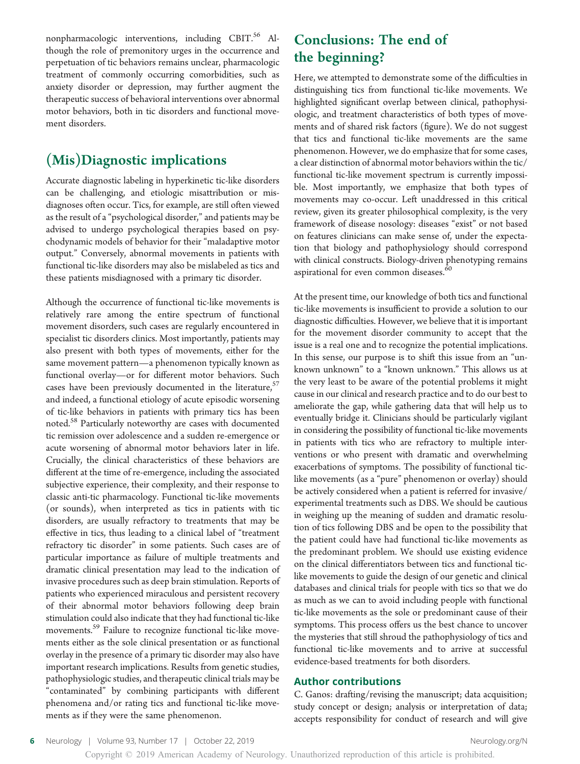nonpharmacologic interventions, including CBIT.[56] Although the role of premonitory urges in the occurrence and perpetuation of tic behaviors remains unclear, pharmacologic treatment of commonly occurring comorbidities, such as anxiety disorder or depression, may further augment the therapeutic success of behavioral interventions over abnormal motor behaviors, both in tic disorders and functional movement disorders.

## (Mis)Diagnostic implications

Accurate diagnostic labeling in hyperkinetic tic-like disorders can be challenging, and etiologic misattribution or misdiagnoses often occur. Tics, for example, are still often viewed as the result of a "psychological disorder," and patients may be advised to undergo psychological therapies based on psychodynamic models of behavior for their "maladaptive motor output." Conversely, abnormal movements in patients with functional tic-like disorders may also be mislabeled as tics and these patients misdiagnosed with a primary tic disorder.

Although the occurrence of functional tic-like movements is relatively rare among the entire spectrum of functional movement disorders, such cases are regularly encountered in specialist tic disorders clinics. Most importantly, patients may also present with both types of movements, either for the same movement pattern—a phenomenon typically known as functional overlay—or for different motor behaviors. Such cases have been previously documented in the literature,[57] and indeed, a functional etiology of acute episodic worsening of tic-like behaviors in patients with primary tics has been noted.[58] Particularly noteworthy are cases with documented tic remission over adolescence and a sudden re-emergence or acute worsening of abnormal motor behaviors later in life. Crucially, the clinical characteristics of these behaviors are different at the time of re-emergence, including the associated subjective experience, their complexity, and their response to classic anti-tic pharmacology. Functional tic-like movements (or sounds), when interpreted as tics in patients with tic disorders, are usually refractory to treatments that may be effective in tics, thus leading to a clinical label of "treatment refractory tic disorder" in some patients. Such cases are of particular importance as failure of multiple treatments and dramatic clinical presentation may lead to the indication of invasive procedures such as deep brain stimulation. Reports of patients who experienced miraculous and persistent recovery of their abnormal motor behaviors following deep brain stimulation could also indicate that they had functional tic-like movements.[59] Failure to recognize functional tic-like movements either as the sole clinical presentation or as functional overlay in the presence of a primary tic disorder may also have important research implications. Results from genetic studies, pathophysiologic studies, and therapeutic clinical trials may be "contaminated" by combining participants with different phenomena and/or rating tics and functional tic-like movements as if they were the same phenomenon.

## Conclusions: The end of the beginning?

Here, we attempted to demonstrate some of the difficulties in distinguishing tics from functional tic-like movements. We highlighted significant overlap between clinical, pathophysiologic, and treatment characteristics of both types of movements and of shared risk factors (figure). We do not suggest that tics and functional tic-like movements are the same phenomenon. However, we do emphasize that for some cases, a clear distinction of abnormal motor behaviors within the tic/functional tic-like movement spectrum is currently impossible. Most importantly, we emphasize that both types of movements may co-occur. Left unaddressed in this critical review, given its greater philosophical complexity, is the very framework of disease nosology: diseases "exist" or not based on features clinicians can make sense of, under the expectation that biology and pathophysiology should correspond with clinical constructs. Biology-driven phenotyping remains aspirational for even common diseases.[60]

At the present time, our knowledge of both tics and functional tic-like movements is insufficient to provide a solution to our diagnostic difficulties. However, we believe that it is important for the movement disorder community to accept that the issue is a real one and to recognize the potential implications. In this sense, our purpose is to shift this issue from an "unknown unknown" to a "known unknown." This allows us at the very least to be aware of the potential problems it might cause in our clinical and research practice and to do our best to ameliorate the gap, while gathering data that will help us to eventually bridge it. Clinicians should be particularly vigilant in considering the possibility of functional tic-like movements in patients with tics who are refractory to multiple interventions or who present with dramatic and overwhelming exacerbations of symptoms. The possibility of functional tic-like movements (as a "pure" phenomenon or overlay) should be actively considered when a patient is referred for invasive/experimental treatments such as DBS. We should be cautious in weighing up the meaning of sudden and dramatic resolution of tics following DBS and be open to the possibility that the patient could have had functional tic-like movements as the predominant problem. We should use existing evidence on the clinical differentiators between tics and functional tic-like movements to guide the design of our genetic and clinical databases and clinical trials for people with tics so that we do as much as we can to avoid including people with functional tic-like movements as the sole or predominant cause of their symptoms. This process offers us the best chance to uncover the mysteries that still shroud the pathophysiology of tics and functional tic-like movements and to arrive at successful evidence-based treatments for both disorders.

### Author contributions

C. Ganos: drafting/revising the manuscript; data acquisition; study concept or design; analysis or interpretation of data; accepts responsibility for conduct of research and will give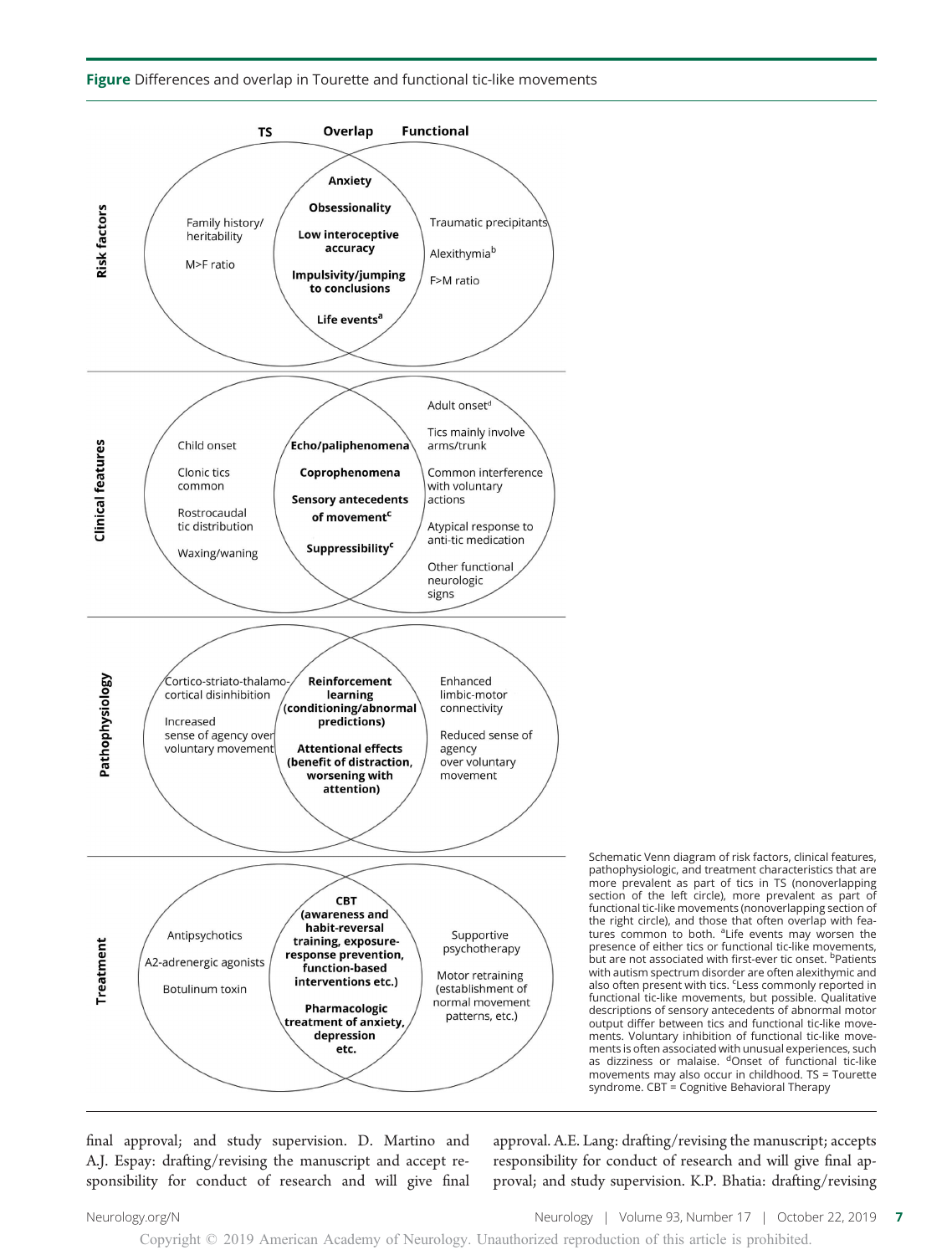**Figure** Differences and overlap in Tourette and functional tic-like movements

| | TS | Overlap | Functional |
|---|---|---|---|
| **Risk factors** | Family history/ heritability<br>M>F ratio | **Anxiety**<br>**Obsessionality**<br>**Low interoceptive accuracy**<br>**Impulsivity/jumping to conclusions**<br>**Life events[a]** | Traumatic precipitants<br>Alexithymia[b]<br>F>M ratio |
| **Clinical features** | Child onset<br>Clonic tics common<br>Rostrocaudal tic distribution<br>Waxing/waning | **Echo/paliphenomena**<br>**Coprophenomena**<br>**Sensory antecedents of movement[c]**<br>**Suppressibility[c]** | Adult onset[d]<br>Tics mainly involve arms/trunk<br>Common interference with voluntary actions<br>Atypical response to anti-tic medication<br>Other functional neurologic signs |
| **Pathophysiology** | Cortico-striato-thalamo-cortical disinhibition<br>Increased sense of agency over voluntary movement | **Reinforcement learning (conditioning/abnormal predictions)**<br>**Attentional effects (benefit of distraction, worsening with attention)** | Enhanced limbic-motor connectivity<br>Reduced sense of agency over voluntary movement |
| **Treatment** | Antipsychotics<br>A2-adrenergic agonists<br>Botulinum toxin | **CBT (awareness and habit-reversal training, exposure-response prevention, function-based interventions etc.)**<br>**Pharmacologic treatment of anxiety, depression etc.** | Supportive psychotherapy<br>Motor retraining (establishment of normal movement patterns, etc.) |

Schematic Venn diagram of risk factors, clinical features, pathophysiologic, and treatment characteristics that are more prevalent as part of tics in TS (nonoverlapping section of the left circle), more prevalent as part of functional tic-like movements (nonoverlapping section of the right circle), and those that often overlap with features common to both. [a]Life events may worsen the presence of either tics or functional tic-like movements, but are not associated with first-ever tic onset. [b]Patients with autism spectrum disorder are often alexithymic and also often present with tics. [c]Less commonly reported in functional tic-like movements, but possible. Qualitative descriptions of sensory antecedents of abnormal motor output differ between tics and functional tic-like movements. Voluntary inhibition of functional tic-like movements is often associated with unusual experiences, such as dizziness or malaise. [d]Onset of functional tic-like movements may also occur in childhood. TS = Tourette syndrome. CBT = Cognitive Behavioral Therapy

final approval; and study supervision. D. Martino and A.J. Espay: drafting/revising the manuscript and accept responsibility for conduct of research and will give final approval. A.E. Lang: drafting/revising the manuscript; accepts responsibility for conduct of research and will give final approval; and study supervision. K.P. Bhatia: drafting/revising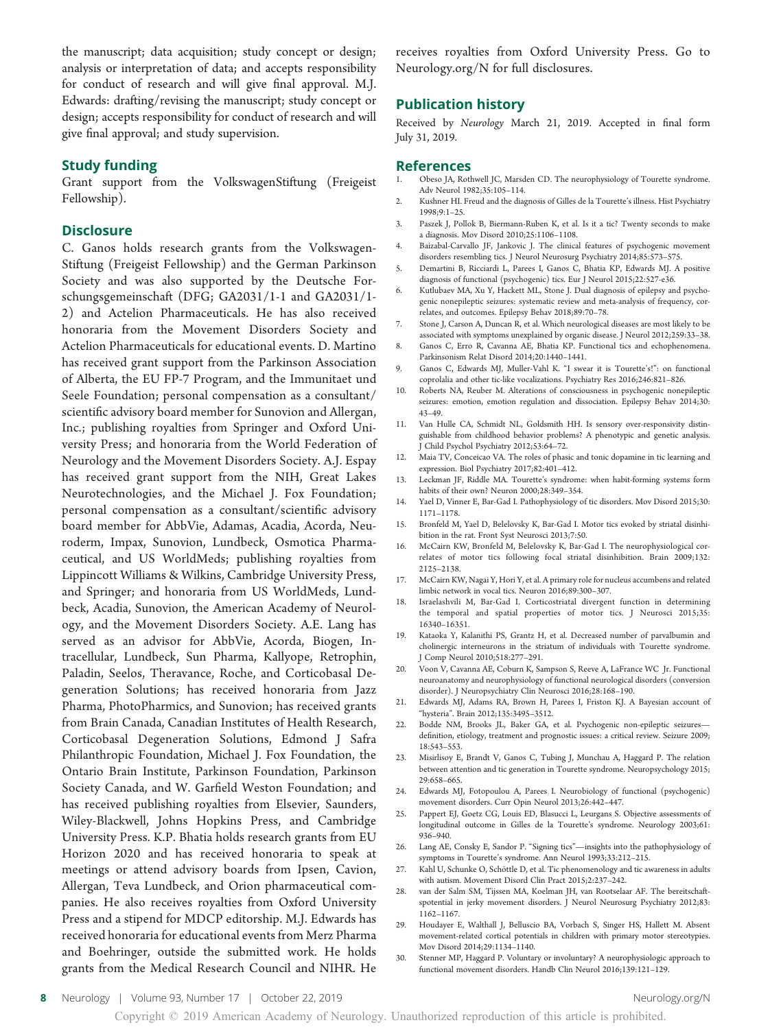the manuscript; data acquisition; study concept or design; analysis or interpretation of data; and accepts responsibility for conduct of research and will give final approval. M.J. Edwards: drafting/revising the manuscript; study concept or design; accepts responsibility for conduct of research and will give final approval; and study supervision.

## Study funding

Grant support from the VolkswagenStiftung (Freigeist Fellowship).

## Disclosure

C. Ganos holds research grants from the Volkswagen-Stiftung (Freigeist Fellowship) and the German Parkinson Society and was also supported by the Deutsche Forschungsgemeinschaft (DFG; GA2031/1-1 and GA2031/1-2) and Actelion Pharmaceuticals. He has also received honoraria from the Movement Disorders Society and Actelion Pharmaceuticals for educational events. D. Martino has received grant support from the Parkinson Association of Alberta, the EU FP-7 Program, and the Immunitaet und Seele Foundation; personal compensation as a consultant/scientific advisory board member for Sunovion and Allergan, Inc.; publishing royalties from Springer and Oxford University Press; and honoraria from the World Federation of Neurology and the Movement Disorders Society. A.J. Espay has received grant support from the NIH, Great Lakes Neurotechnologies, and the Michael J. Fox Foundation; personal compensation as a consultant/scientific advisory board member for AbbVie, Adamas, Acadia, Acorda, Neuroderm, Impax, Sunovion, Lundbeck, Osmotica Pharmaceutical, and US WorldMeds; publishing royalties from Lippincott Williams & Wilkins, Cambridge University Press, and Springer; and honoraria from US WorldMeds, Lundbeck, Acadia, Sunovion, the American Academy of Neurology, and the Movement Disorders Society. A.E. Lang has served as an advisor for AbbVie, Acorda, Biogen, Intracellular, Lundbeck, Sun Pharma, Kallyope, Retrophin, Paladin, Seelos, Theravance, Roche, and Corticobasal Degeneration Solutions; has received honoraria from Jazz Pharma, PhotoPharmics, and Sunovion; has received grants from Brain Canada, Canadian Institutes of Health Research, Corticobasal Degeneration Solutions, Edmond J Safra Philanthropic Foundation, Michael J. Fox Foundation, the Ontario Brain Institute, Parkinson Foundation, Parkinson Society Canada, and W. Garfield Weston Foundation; and has received publishing royalties from Elsevier, Saunders, Wiley-Blackwell, Johns Hopkins Press, and Cambridge University Press. K.P. Bhatia holds research grants from EU Horizon 2020 and has received honoraria to speak at meetings or attend advisory boards from Ipsen, Cavion, Allergan, Teva Lundbeck, and Orion pharmaceutical companies. He also receives royalties from Oxford University Press and a stipend for MDCP editorship. M.J. Edwards has received honoraria for educational events from Merz Pharma and Boehringer, outside the submitted work. He holds grants from the Medical Research Council and NIHR. He receives royalties from Oxford University Press. Go to Neurology.org/N for full disclosures.

## Publication history

Received by *Neurology* March 21, 2019. Accepted in final form July 31, 2019.

## References

1. Obeso JA, Rothwell JC, Marsden CD. The neurophysiology of Tourette syndrome. Adv Neurol 1982;35:105–114.
2. Kushner HI. Freud and the diagnosis of Gilles de la Tourette's illness. Hist Psychiatry 1998;9:1–25.
3. Paszek J, Pollok B, Biermann-Ruben K, et al. Is it a tic? Twenty seconds to make a diagnosis. Mov Disord 2010;25:1106–1108.
4. Baizabal-Carvallo JF, Jankovic J. The clinical features of psychogenic movement disorders resembling tics. J Neurol Neurosurg Psychiatry 2014;85:573–575.
5. Demartini B, Ricciardi L, Parees I, Ganos C, Bhatia KP, Edwards MJ. A positive diagnosis of functional (psychogenic) tics. Eur J Neurol 2015;22:527-e36.
6. Kutlubaev MA, Xu Y, Hackett ML, Stone J. Dual diagnosis of epilepsy and psychogenic nonepileptic seizures: systematic review and meta-analysis of frequency, correlates, and outcomes. Epilepsy Behav 2018;89:70–78.
7. Stone J, Carson A, Duncan R, et al. Which neurological diseases are most likely to be associated with symptoms unexplained by organic disease. J Neurol 2012;259:33–38.
8. Ganos C, Erro R, Cavanna AE, Bhatia KP. Functional tics and echophenomena. Parkinsonism Relat Disord 2014;20:1440–1441.
9. Ganos C, Edwards MJ, Muller-Vahl K. "I swear it is Tourette's!": on functional coprolalia and other tic-like vocalizations. Psychiatry Res 2016;246:821–826.
10. Roberts NA, Reuber M. Alterations of consciousness in psychogenic nonepileptic seizures: emotion, emotion regulation and dissociation. Epilepsy Behav 2014;30: 43–49.
11. Van Hulle CA, Schmidt NL, Goldsmith HH. Is sensory over-responsivity distinguishable from childhood behavior problems? A phenotypic and genetic analysis. J Child Psychol Psychiatry 2012;53:64–72.
12. Maia TV, Conceicao VA. The roles of phasic and tonic dopamine in tic learning and expression. Biol Psychiatry 2017;82:401–412.
13. Leckman JF, Riddle MA. Tourette's syndrome: when habit-forming systems form habits of their own? Neuron 2000;28:349–354.
14. Yael D, Vinner E, Bar-Gad I. Pathophysiology of tic disorders. Mov Disord 2015;30: 1171–1178.
15. Bronfeld M, Yael D, Belelovsky K, Bar-Gad I. Motor tics evoked by striatal disinhibition in the rat. Front Syst Neurosci 2013;7:50.
16. McCairn KW, Bronfeld M, Belelovsky K, Bar-Gad I. The neurophysiological correlates of motor tics following focal striatal disinhibition. Brain 2009;132: 2125–2138.
17. McCairn KW, Nagai Y, Hori Y, et al. A primary role for nucleus accumbens and related limbic network in vocal tics. Neuron 2016;89:300–307.
18. Israelashvili M, Bar-Gad I. Corticostriatal divergent function in determining the temporal and spatial properties of motor tics. J Neurosci 2015;35: 16340–16351.
19. Kataoka Y, Kalanithi PS, Grantz H, et al. Decreased number of parvalbumin and cholinergic interneurons in the striatum of individuals with Tourette syndrome. J Comp Neurol 2010;518:277–291.
20. Voon V, Cavanna AE, Coburn K, Sampson S, Reeve A, LaFrance WC Jr. Functional neuroanatomy and neurophysiology of functional neurological disorders (conversion disorder). J Neuropsychiatry Clin Neurosci 2016;28:168–190.
21. Edwards MJ, Adams RA, Brown H, Parees I, Friston KJ. A Bayesian account of "hysteria". Brain 2012;135:3495–3512.
22. Bodde NM, Brooks JL, Baker GA, et al. Psychogenic non-epileptic seizures—definition, etiology, treatment and prognostic issues: a critical review. Seizure 2009; 18:543–553.
23. Misirlisoy E, Brandt V, Ganos C, Tubing J, Munchau A, Haggard P. The relation between attention and tic generation in Tourette syndrome. Neuropsychology 2015; 29:658–665.
24. Edwards MJ, Fotopoulou A, Parees I. Neurobiology of functional (psychogenic) movement disorders. Curr Opin Neurol 2013;26:442–447.
25. Pappert EJ, Goetz CG, Louis ED, Blasucci L, Leurgans S. Objective assessments of longitudinal outcome in Gilles de la Tourette's syndrome. Neurology 2003;61: 936–940.
26. Lang AE, Consky E, Sandor P. "Signing tics"—insights into the pathophysiology of symptoms in Tourette's syndrome. Ann Neurol 1993;33:212–215.
27. Kahl U, Schunke O, Schöttle D, et al. Tic phenomenology and tic awareness in adults with autism. Movement Disord Clin Pract 2015;2:237–242.
28. van der Salm SM, Tijssen MA, Koelman JH, van Rootselaar AF. The bereitschaftspotential in jerky movement disorders. J Neurol Neurosurg Psychiatry 2012;83: 1162–1167.
29. Houdayer E, Walthall J, Belluscio BA, Vorbach S, Singer HS, Hallett M. Absent movement-related cortical potentials in children with primary motor stereotypies. Mov Disord 2014;29:1134–1140.
30. Stenner MP, Haggard P. Voluntary or involuntary? A neurophysiologic approach to functional movement disorders. Handb Clin Neurol 2016;139:121–129.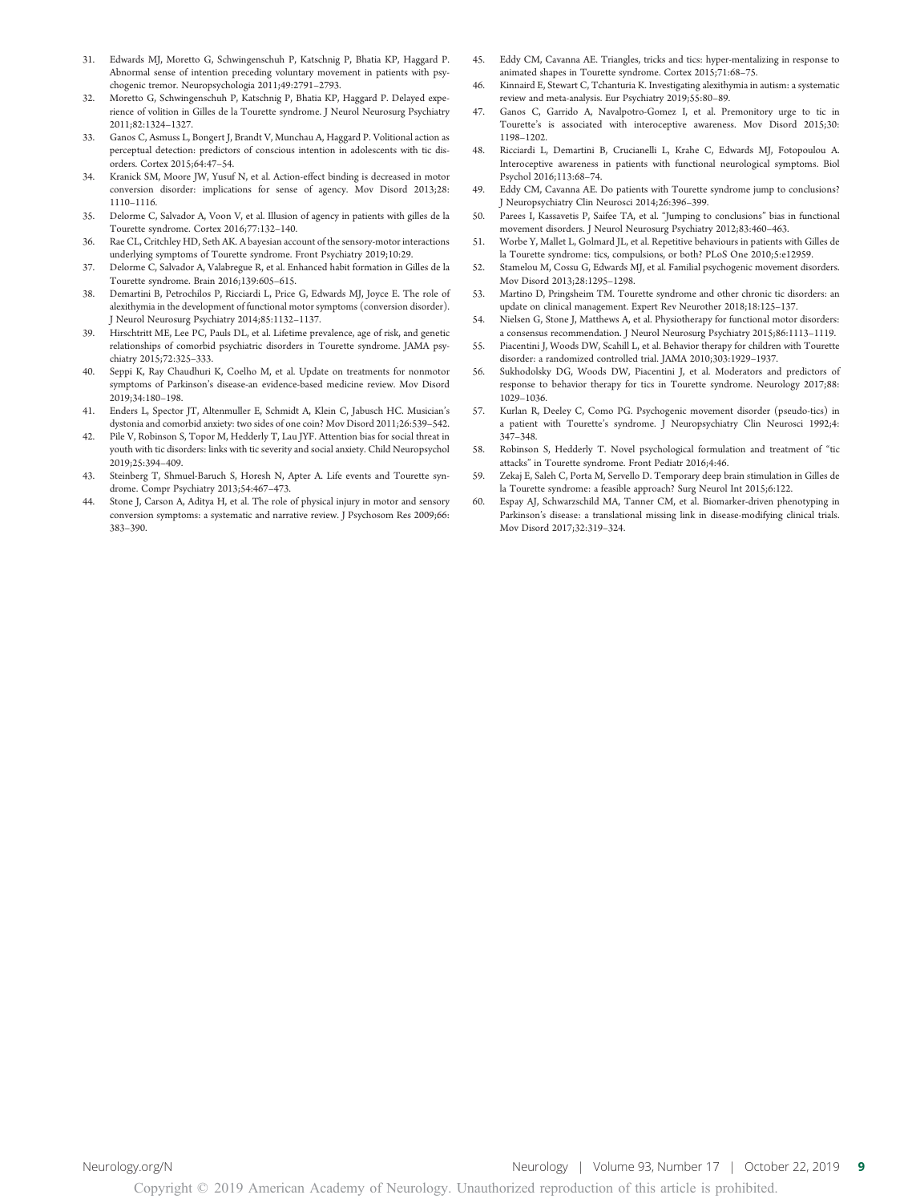31. Edwards MJ, Moretto G, Schwingenschuh P, Katschnig P, Bhatia KP, Haggard P. Abnormal sense of intention preceding voluntary movement in patients with psychogenic tremor. Neuropsychologia 2011;49:2791–2793.
32. Moretto G, Schwingenschuh P, Katschnig P, Bhatia KP, Haggard P. Delayed experience of volition in Gilles de la Tourette syndrome. J Neurol Neurosurg Psychiatry 2011;82:1324–1327.
33. Ganos C, Asmuss L, Bongert J, Brandt V, Munchau A, Haggard P. Volitional action as perceptual detection: predictors of conscious intention in adolescents with tic disorders. Cortex 2015;64:47–54.
34. Kranick SM, Moore JW, Yusuf N, et al. Action-effect binding is decreased in motor conversion disorder: implications for sense of agency. Mov Disord 2013;28: 1110–1116.
35. Delorme C, Salvador A, Voon V, et al. Illusion of agency in patients with gilles de la Tourette syndrome. Cortex 2016;77:132–140.
36. Rae CL, Critchley HD, Seth AK. A bayesian account of the sensory-motor interactions underlying symptoms of Tourette syndrome. Front Psychiatry 2019;10:29.
37. Delorme C, Salvador A, Valabregue R, et al. Enhanced habit formation in Gilles de la Tourette syndrome. Brain 2016;139:605–615.
38. Demartini B, Petrochilos P, Ricciardi L, Price G, Edwards MJ, Joyce E. The role of alexithymia in the development of functional motor symptoms (conversion disorder). J Neurol Neurosurg Psychiatry 2014;85:1132–1137.
39. Hirschtritt ME, Lee PC, Pauls DL, et al. Lifetime prevalence, age of risk, and genetic relationships of comorbid psychiatric disorders in Tourette syndrome. JAMA psychiatry 2015;72:325–333.
40. Seppi K, Ray Chaudhuri K, Coelho M, et al. Update on treatments for nonmotor symptoms of Parkinson's disease-an evidence-based medicine review. Mov Disord 2019;34:180–198.
41. Enders L, Spector JT, Altenmuller E, Schmidt A, Klein C, Jabusch HC. Musician's dystonia and comorbid anxiety: two sides of one coin? Mov Disord 2011;26:539–542.
42. Pile V, Robinson S, Topor M, Hedderly T, Lau JYF. Attention bias for social threat in youth with tic disorders: links with tic severity and social anxiety. Child Neuropsychol 2019;25:394–409.
43. Steinberg T, Shmuel-Baruch S, Horesh N, Apter A. Life events and Tourette syndrome. Compr Psychiatry 2013;54:467–473.
44. Stone J, Carson A, Aditya H, et al. The role of physical injury in motor and sensory conversion symptoms: a systematic and narrative review. J Psychosom Res 2009;66: 383–390.
45. Eddy CM, Cavanna AE. Triangles, tricks and tics: hyper-mentalizing in response to animated shapes in Tourette syndrome. Cortex 2015;71:68–75.
46. Kinnaird E, Stewart C, Tchanturia K. Investigating alexithymia in autism: a systematic review and meta-analysis. Eur Psychiatry 2019;55:80–89.
47. Ganos C, Garrido A, Navalpotro-Gomez I, et al. Premonitory urge to tic in Tourette's is associated with interoceptive awareness. Mov Disord 2015;30: 1198–1202.
48. Ricciardi L, Demartini B, Crucianelli L, Krahe C, Edwards MJ, Fotopoulou A. Interoceptive awareness in patients with functional neurological symptoms. Biol Psychol 2016;113:68–74.
49. Eddy CM, Cavanna AE. Do patients with Tourette syndrome jump to conclusions? J Neuropsychiatry Clin Neurosci 2014;26:396–399.
50. Parees I, Kassavetis P, Saifee TA, et al. "Jumping to conclusions" bias in functional movement disorders. J Neurol Neurosurg Psychiatry 2012;83:460–463.
51. Worbe Y, Mallet L, Golmard JL, et al. Repetitive behaviours in patients with Gilles de la Tourette syndrome: tics, compulsions, or both? PLoS One 2010;5:e12959.
52. Stamelou M, Cossu G, Edwards MJ, et al. Familial psychogenic movement disorders. Mov Disord 2013;28:1295–1298.
53. Martino D, Pringsheim TM. Tourette syndrome and other chronic tic disorders: an update on clinical management. Expert Rev Neurother 2018;18:125–137.
54. Nielsen G, Stone J, Matthews A, et al. Physiotherapy for functional motor disorders: a consensus recommendation. J Neurol Neurosurg Psychiatry 2015;86:1113–1119.
55. Piacentini J, Woods DW, Scahill L, et al. Behavior therapy for children with Tourette disorder: a randomized controlled trial. JAMA 2010;303:1929–1937.
56. Sukhodolsky DG, Woods DW, Piacentini J, et al. Moderators and predictors of response to behavior therapy for tics in Tourette syndrome. Neurology 2017;88: 1029–1036.
57. Kurlan R, Deeley C, Como PG. Psychogenic movement disorder (pseudo-tics) in a patient with Tourette's syndrome. J Neuropsychiatry Clin Neurosci 1992;4: 347–348.
58. Robinson S, Hedderly T. Novel psychological formulation and treatment of "tic attacks" in Tourette syndrome. Front Pediatr 2016;4:46.
59. Zekaj E, Saleh C, Porta M, Servello D. Temporary deep brain stimulation in Gilles de la Tourette syndrome: a feasible approach? Surg Neurol Int 2015;6:122.
60. Espay AJ, Schwarzschild MA, Tanner CM, et al. Biomarker-driven phenotyping in Parkinson's disease: a translational missing link in disease-modifying clinical trials. Mov Disord 2017;32:319–324.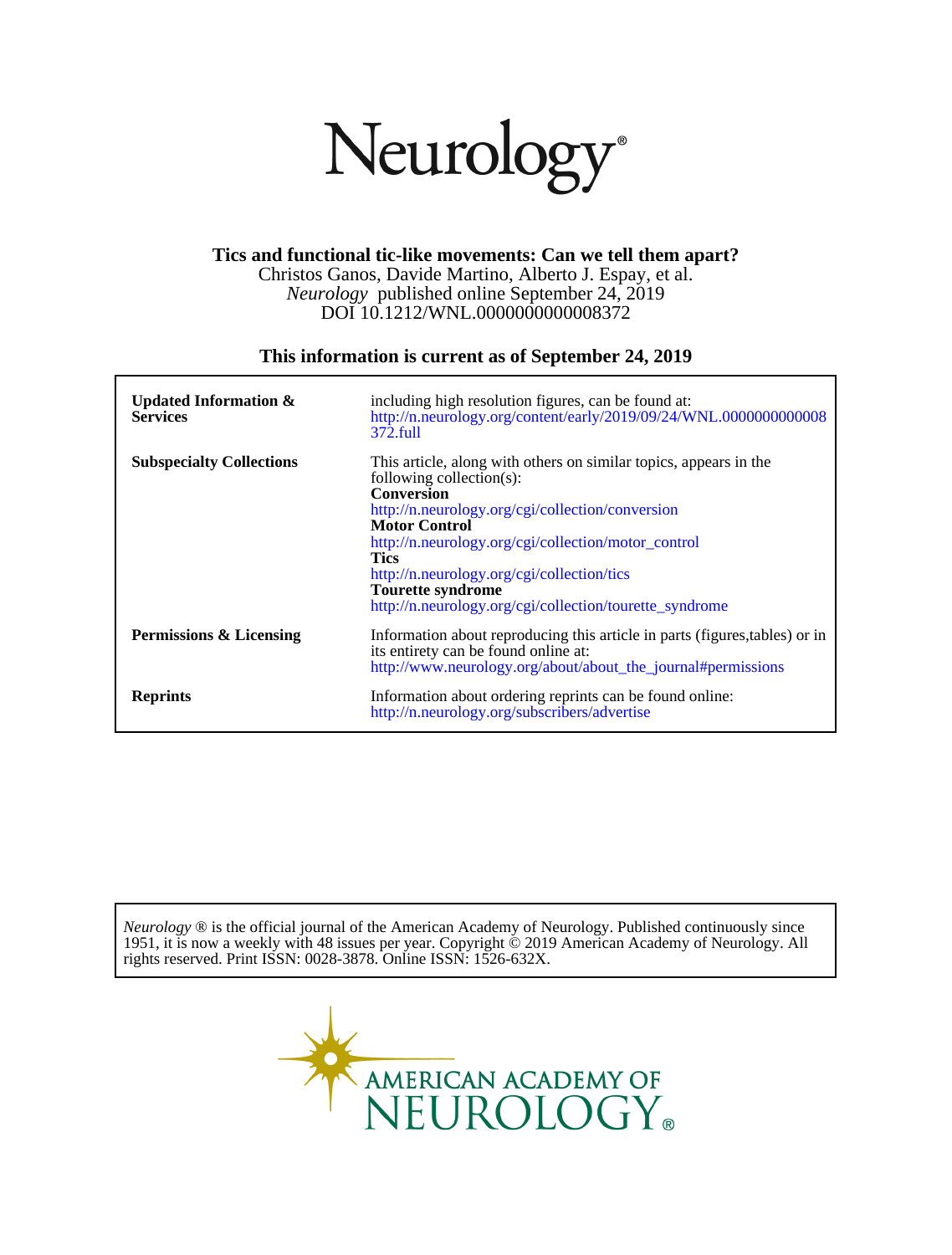# Neurology®

**Tics and functional tic-like movements: Can we tell them apart?**
Christos Ganos, Davide Martino, Alberto J. Espay, et al.
*Neurology* published online September 24, 2019
DOI 10.1212/WNL.0000000000008372

**This information is current as of September 24, 2019**

| | |
|---|---|
| **Updated Information & Services** | including high resolution figures, can be found at: http://n.neurology.org/content/early/2019/09/24/WNL.0000000000008372.full |
| **Subspecialty Collections** | This article, along with others on similar topics, appears in the following collection(s): **Conversion** http://n.neurology.org/cgi/collection/conversion **Motor Control** http://n.neurology.org/cgi/collection/motor_control **Tics** http://n.neurology.org/cgi/collection/tics **Tourette syndrome** http://n.neurology.org/cgi/collection/tourette_syndrome |
| **Permissions & Licensing** | Information about reproducing this article in parts (figures,tables) or in its entirety can be found online at: http://www.neurology.org/about/about_the_journal#permissions |
| **Reprints** | Information about ordering reprints can be found online: http://n.neurology.org/subscribers/advertise |

*Neurology* ® is the official journal of the American Academy of Neurology. Published continuously since 1951, it is now a weekly with 48 issues per year. Copyright © 2019 American Academy of Neurology. All rights reserved. Print ISSN: 0028-3878. Online ISSN: 1526-632X.

AMERICAN ACADEMY OF NEUROLOGY®